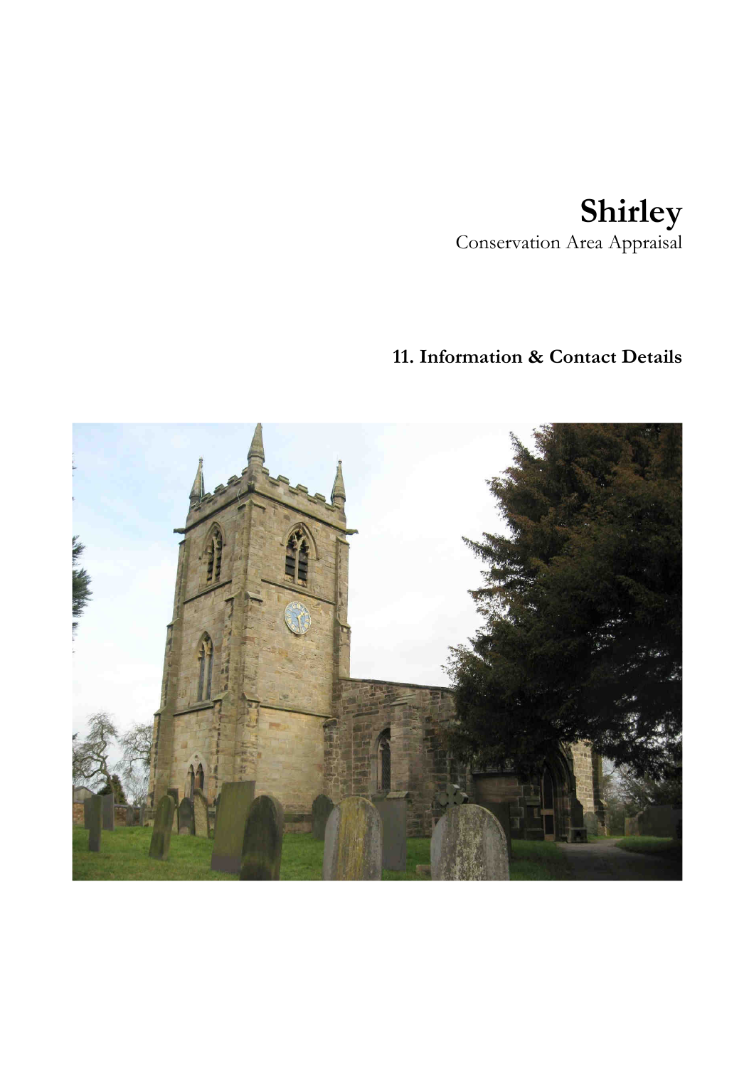# Shirley

Conservation Area Appraisal

## 11. Information & Contact Details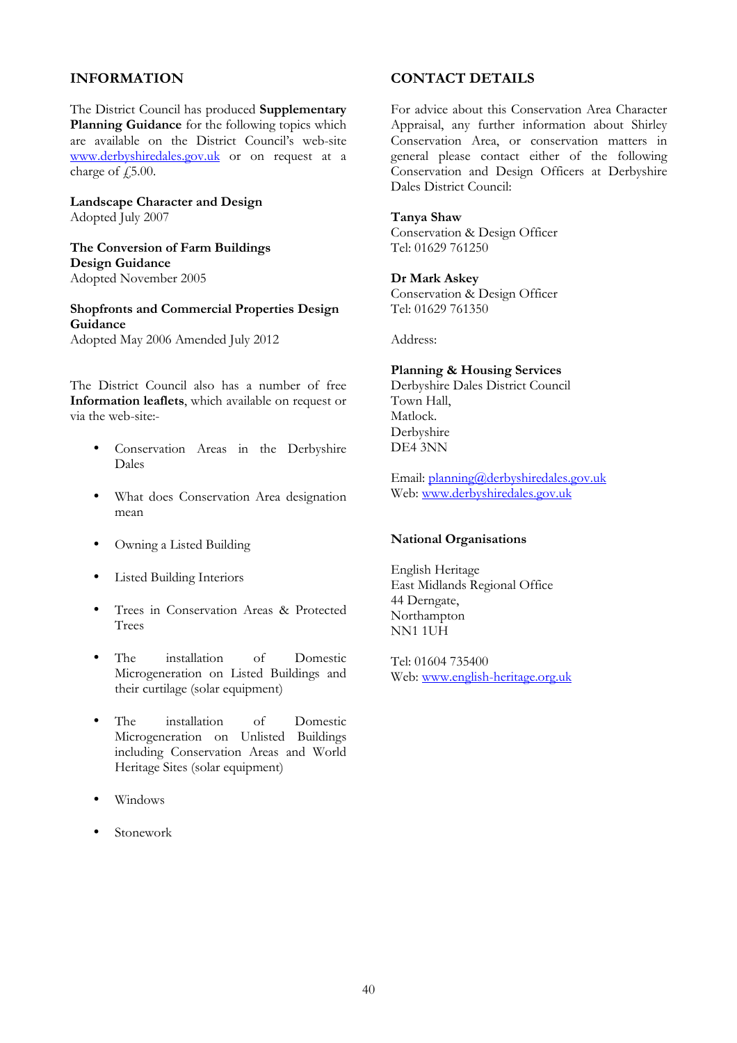## INFORMATION

The District Council has produced **Supplementary Planning Guidance** for the following topics which are available on the District Council's web-site www.derbyshiredales.gov.uk or on request at a charge of £5.00.

**Landscape Character and Design**
Adopted July 2007

**The Conversion of Farm Buildings Design Guidance**
Adopted November 2005

**Shopfronts and Commercial Properties Design Guidance**
Adopted May 2006 Amended July 2012

The District Council also has a number of free **Information leaflets**, which available on request or via the web-site:-

- Conservation Areas in the Derbyshire Dales
- What does Conservation Area designation mean
- Owning a Listed Building
- Listed Building Interiors
- Trees in Conservation Areas & Protected Trees
- The installation of Domestic Microgeneration on Listed Buildings and their curtilage (solar equipment)
- The installation of Domestic Microgeneration on Unlisted Buildings including Conservation Areas and World Heritage Sites (solar equipment)
- Windows
- Stonework

## CONTACT DETAILS

For advice about this Conservation Area Character Appraisal, any further information about Shirley Conservation Area, or conservation matters in general please contact either of the following Conservation and Design Officers at Derbyshire Dales District Council:

**Tanya Shaw**
Conservation & Design Officer
Tel: 01629 761250

**Dr Mark Askey**
Conservation & Design Officer
Tel: 01629 761350

Address:

**Planning & Housing Services**
Derbyshire Dales District Council
Town Hall,
Matlock.
Derbyshire
DE4 3NN

Email: planning@derbyshiredales.gov.uk
Web: www.derbyshiredales.gov.uk

**National Organisations**

English Heritage
East Midlands Regional Office
44 Derngate,
Northampton
NN1 1UH

Tel: 01604 735400
Web: www.english-heritage.org.uk